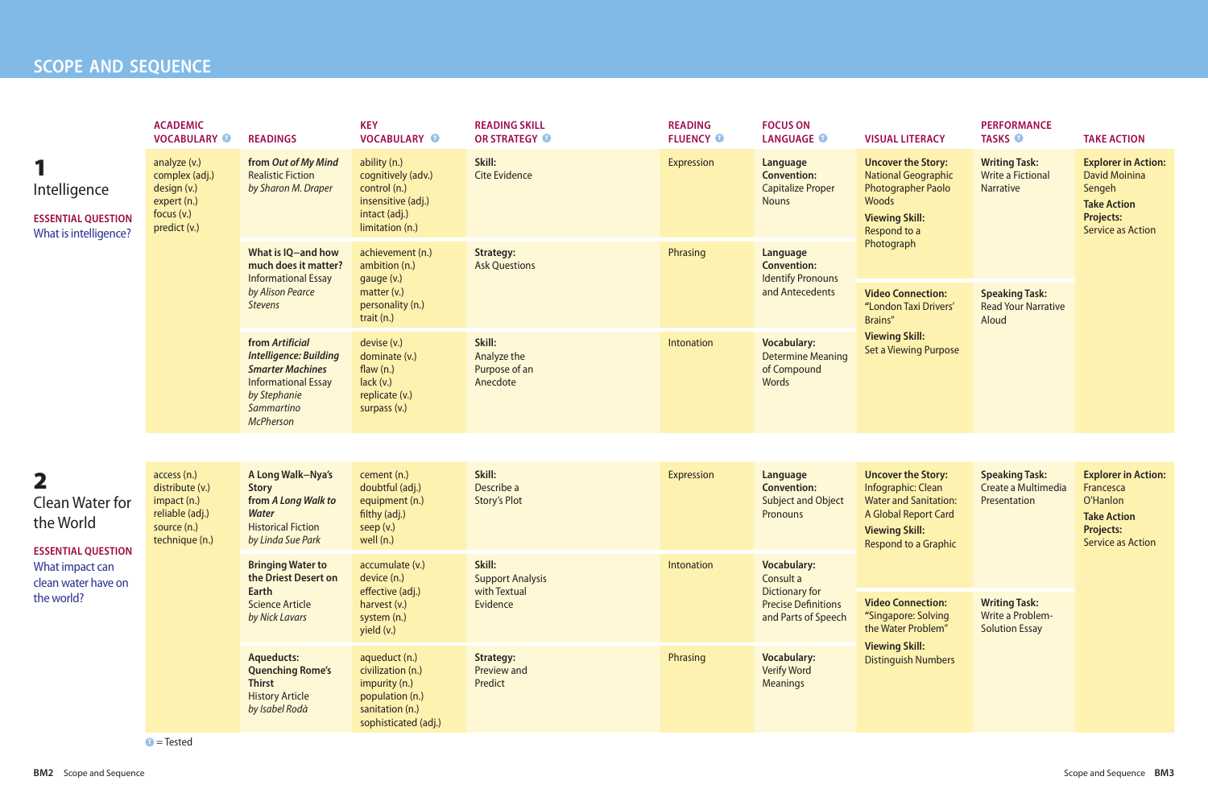# SCOPE AND SEQUENCE

| | ACADEMIC VOCABULARY (T) | READINGS | KEY VOCABULARY (T) | READING SKILL OR STRATEGY (T) | READING FLUENCY (T) | FOCUS ON LANGUAGE (T) | VISUAL LITERACY | PERFORMANCE TASKS (T) | TAKE ACTION |
|---|---|---|---|---|---|---|---|---|---|
| **1** Intelligence<br>**ESSENTIAL QUESTION** What is intelligence? | analyze (v.)<br>complex (adj.)<br>design (v.)<br>expert (n.)<br>focus (v.)<br>predict (v.) | **from *Out of My Mind***<br>Realistic Fiction<br>*by Sharon M. Draper* | ability (n.)<br>cognitively (adv.)<br>control (n.)<br>insensitive (adj.)<br>intact (adj.)<br>limitation (n.) | **Skill:** Cite Evidence | Expression | **Language Convention:** Capitalize Proper Nouns | **Uncover the Story:** National Geographic Photographer Paolo Woods<br>**Viewing Skill:** Respond to a Photograph | **Writing Task:** Write a Fictional Narrative | **Explorer in Action:** David Moinina Sengeh<br>**Take Action Projects:** Service as Action |
| | | **What is IQ—and how much does it matter?**<br>Informational Essay<br>*by Alison Pearce Stevens* | achievement (n.)<br>ambition (n.)<br>gauge (v.)<br>matter (v.)<br>personality (n.)<br>trait (n.) | **Strategy:** Ask Questions | Phrasing | **Language Convention:** Identify Pronouns and Antecedents | **Video Connection:** "London Taxi Drivers' Brains"<br>**Viewing Skill:** Set a Viewing Purpose | **Speaking Task:** Read Your Narrative Aloud | |
| | | **from *Artificial Intelligence: Building Smarter Machines***<br>Informational Essay<br>*by Stephanie Sammartino McPherson* | devise (v.)<br>dominate (v.)<br>flaw (n.)<br>lack (v.)<br>replicate (v.)<br>surpass (v.) | **Skill:** Analyze the Purpose of an Anecdote | Intonation | **Vocabulary:** Determine Meaning of Compound Words | | | |
| **2** Clean Water for the World<br>**ESSENTIAL QUESTION** What impact can clean water have on the world? | access (n.)<br>distribute (v.)<br>impact (n.)<br>reliable (adj.)<br>source (n.)<br>technique (n.) | **A Long Walk—Nya's Story from *A Long Walk to Water***<br>Historical Fiction<br>*by Linda Sue Park* | cement (n.)<br>doubtful (adj.)<br>equipment (n.)<br>filthy (adj.)<br>seep (v.)<br>well (n.) | **Skill:** Describe a Story's Plot | Expression | **Language Convention:** Subject and Object Pronouns | **Uncover the Story:** Infographic: Clean Water and Sanitation: A Global Report Card<br>**Viewing Skill:** Respond to a Graphic | **Speaking Task:** Create a Multimedia Presentation | **Explorer in Action:** Francesca O'Hanlon<br>**Take Action Projects:** Service as Action |
| | | **Bringing Water to the Driest Desert on Earth**<br>Science Article<br>*by Nick Lavars* | accumulate (v.)<br>device (n.)<br>effective (adj.)<br>harvest (v.)<br>system (n.)<br>yield (v.) | **Skill:** Support Analysis with Textual Evidence | Intonation | **Vocabulary:** Consult a Dictionary for Precise Definitions and Parts of Speech | **Video Connection:** "Singapore: Solving the Water Problem"<br>**Viewing Skill:** Distinguish Numbers | **Writing Task:** Write a Problem-Solution Essay | |
| | | **Aqueducts: Quenching Rome's Thirst**<br>History Article<br>*by Isabel Rodà* | aqueduct (n.)<br>civilization (n.)<br>impurity (n.)<br>population (n.)<br>sanitation (n.)<br>sophisticated (adj.) | **Strategy:** Preview and Predict | Phrasing | **Vocabulary:** Verify Word Meanings | | | |

(T) = Tested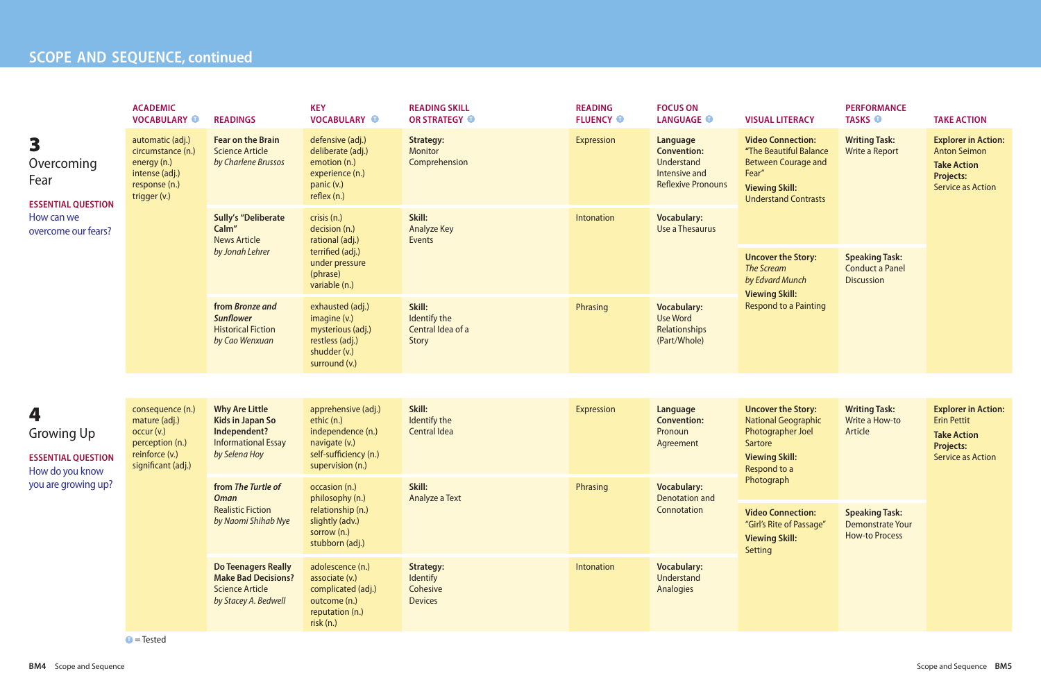## SCOPE AND SEQUENCE, continued

| | ACADEMIC VOCABULARY (T) | READINGS | KEY VOCABULARY (T) | READING SKILL OR STRATEGY (T) | READING FLUENCY (T) | FOCUS ON LANGUAGE (T) | VISUAL LITERACY | PERFORMANCE TASKS (T) | TAKE ACTION |
|---|---|---|---|---|---|---|---|---|---|
| **3** Overcoming Fear<br>**ESSENTIAL QUESTION** How can we overcome our fears? | automatic (adj.)<br>circumstance (n.)<br>energy (n.)<br>intense (adj.)<br>response (n.)<br>trigger (v.) | **Fear on the Brain**<br>Science Article<br>*by Charlene Brussos* | defensive (adj.)<br>deliberate (adj.)<br>emotion (n.)<br>experience (n.)<br>panic (v.)<br>reflex (n.) | **Strategy:** Monitor Comprehension | Expression | **Language Convention:** Understand Intensive and Reflexive Pronouns | **Video Connection:** "The Beautiful Balance Between Courage and Fear"<br>**Viewing Skill:** Understand Contrasts | **Writing Task:** Write a Report | **Explorer in Action:** Anton Seimon<br>**Take Action Projects:** Service as Action |
| | | **Sully's "Deliberate Calm"**<br>News Article<br>*by Jonah Lehrer* | crisis (n.)<br>decision (n.)<br>rational (adj.)<br>terrified (adj.)<br>under pressure (phrase)<br>variable (n.) | **Skill:** Analyze Key Events | Intonation | **Vocabulary:** Use a Thesaurus | **Uncover the Story:** *The Scream by Edvard Munch*<br>**Viewing Skill:** Respond to a Painting | **Speaking Task:** Conduct a Panel Discussion | |
| | | from ***Bronze and Sunflower***<br>Historical Fiction<br>*by Cao Wenxuan* | exhausted (adj.)<br>imagine (v.)<br>mysterious (adj.)<br>restless (adj.)<br>shudder (v.)<br>surround (v.) | **Skill:** Identify the Central Idea of a Story | Phrasing | **Vocabulary:** Use Word Relationships (Part/Whole) | | | |
| **4** Growing Up<br>**ESSENTIAL QUESTION** How do you know you are growing up? | consequence (n.)<br>mature (adj.)<br>occur (v.)<br>perception (n.)<br>reinforce (v.)<br>significant (adj.) | **Why Are Little Kids in Japan So Independent?**<br>Informational Essay<br>*by Selena Hoy* | apprehensive (adj.)<br>ethic (n.)<br>independence (n.)<br>navigate (v.)<br>self-sufficiency (n.)<br>supervision (n.) | **Skill:** Identify the Central Idea | Expression | **Language Convention:** Pronoun Agreement | **Uncover the Story:** National Geographic Photographer Joel Sartore<br>**Viewing Skill:** Respond to a Photograph | **Writing Task:** Write a How-to Article | **Explorer in Action:** Erin Pettit<br>**Take Action Projects:** Service as Action |
| | | from ***The Turtle of Oman***<br>Realistic Fiction<br>*by Naomi Shihab Nye* | occasion (n.)<br>philosophy (n.)<br>relationship (n.)<br>slightly (adv.)<br>sorrow (n.)<br>stubborn (adj.) | **Skill:** Analyze a Text | Phrasing | **Vocabulary:** Denotation and Connotation | **Video Connection:** "Girl's Rite of Passage"<br>**Viewing Skill:** Setting | **Speaking Task:** Demonstrate Your How-to Process | |
| | | **Do Teenagers Really Make Bad Decisions?**<br>Science Article<br>*by Stacey A. Bedwell* | adolescence (n.)<br>associate (v.)<br>complicated (adj.)<br>outcome (n.)<br>reputation (n.)<br>risk (n.) | **Strategy:** Identify Cohesive Devices | Intonation | **Vocabulary:** Understand Analogies | | | |

(T) = Tested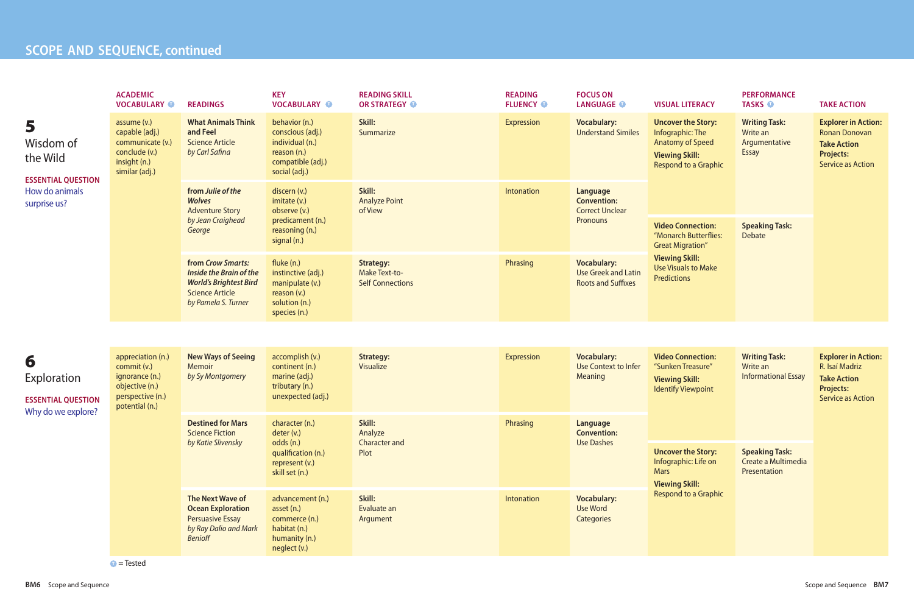## SCOPE AND SEQUENCE, continued

| | ACADEMIC VOCABULARY (Tested) | READINGS | KEY VOCABULARY (Tested) | READING SKILL OR STRATEGY (Tested) | READING FLUENCY (Tested) | FOCUS ON LANGUAGE (Tested) | VISUAL LITERACY | PERFORMANCE TASKS (Tested) | TAKE ACTION |
|---|---|---|---|---|---|---|---|---|---|
| **5** Wisdom of the Wild<br><br>**ESSENTIAL QUESTION**<br>How do animals surprise us? | assume (v.)<br>capable (adj.)<br>communicate (v.)<br>conclude (v.)<br>insight (n.)<br>similar (adj.) | **What Animals Think and Feel**<br>Science Article<br>*by Carl Safina* | behavior (n.)<br>conscious (adj.)<br>individual (n.)<br>reason (n.)<br>compatible (adj.)<br>social (adj.) | **Skill:**<br>Summarize | Expression | **Vocabulary:**<br>Understand Similes | **Uncover the Story:**<br>Infographic: The Anatomy of Speed<br>**Viewing Skill:**<br>Respond to a Graphic | **Writing Task:**<br>Write an Argumentative Essay | **Explorer in Action:**<br>Ronan Donovan<br>**Take Action Projects:**<br>Service as Action |
| | | **from *Julie of the Wolves***<br>Adventure Story<br>*by Jean Craighead George* | discern (v.)<br>imitate (v.)<br>observe (v.)<br>predicament (n.)<br>reasoning (n.)<br>signal (n.) | **Skill:**<br>Analyze Point of View | Intonation | **Language Convention:**<br>Correct Unclear Pronouns | **Video Connection:**<br>“Monarch Butterflies: Great Migration”<br>**Viewing Skill:**<br>Use Visuals to Make Predictions | **Speaking Task:**<br>Debate | |
| | | **from *Crow Smarts: Inside the Brain of the World's Brightest Bird***<br>Science Article<br>*by Pamela S. Turner* | fluke (n.)<br>instinctive (adj.)<br>manipulate (v.)<br>reason (v.)<br>solution (n.)<br>species (n.) | **Strategy:**<br>Make Text-to-Self Connections | Phrasing | **Vocabulary:**<br>Use Greek and Latin Roots and Suffixes | | | |
| **6** Exploration<br><br>**ESSENTIAL QUESTION**<br>Why do we explore? | appreciation (n.)<br>commit (v.)<br>ignorance (n.)<br>objective (n.)<br>perspective (n.)<br>potential (n.) | **New Ways of Seeing**<br>Memoir<br>*by Sy Montgomery* | accomplish (v.)<br>continent (n.)<br>marine (adj.)<br>tributary (n.)<br>unexpected (adj.) | **Strategy:**<br>Visualize | Expression | **Vocabulary:**<br>Use Context to Infer Meaning | **Video Connection:**<br>“Sunken Treasure”<br>**Viewing Skill:**<br>Identify Viewpoint | **Writing Task:**<br>Write an Informational Essay | **Explorer in Action:**<br>R. Isaí Madriz<br>**Take Action Projects:**<br>Service as Action |
| | | **Destined for Mars**<br>Science Fiction<br>*by Katie Slivensky* | character (n.)<br>deter (v.)<br>odds (n.)<br>qualification (n.)<br>represent (v.)<br>skill set (n.) | **Skill:**<br>Analyze Character and Plot | Phrasing | **Language Convention:**<br>Use Dashes | **Uncover the Story:**<br>Infographic: Life on Mars<br>**Viewing Skill:**<br>Respond to a Graphic | **Speaking Task:**<br>Create a Multimedia Presentation | |
| | | **The Next Wave of Ocean Exploration**<br>Persuasive Essay<br>*by Ray Dalio and Mark Benioff* | advancement (n.)<br>asset (n.)<br>commerce (n.)<br>habitat (n.)<br>humanity (n.)<br>neglect (v.) | **Skill:**<br>Evaluate an Argument | Intonation | **Vocabulary:**<br>Use Word Categories | | | |

(Tested) = Tested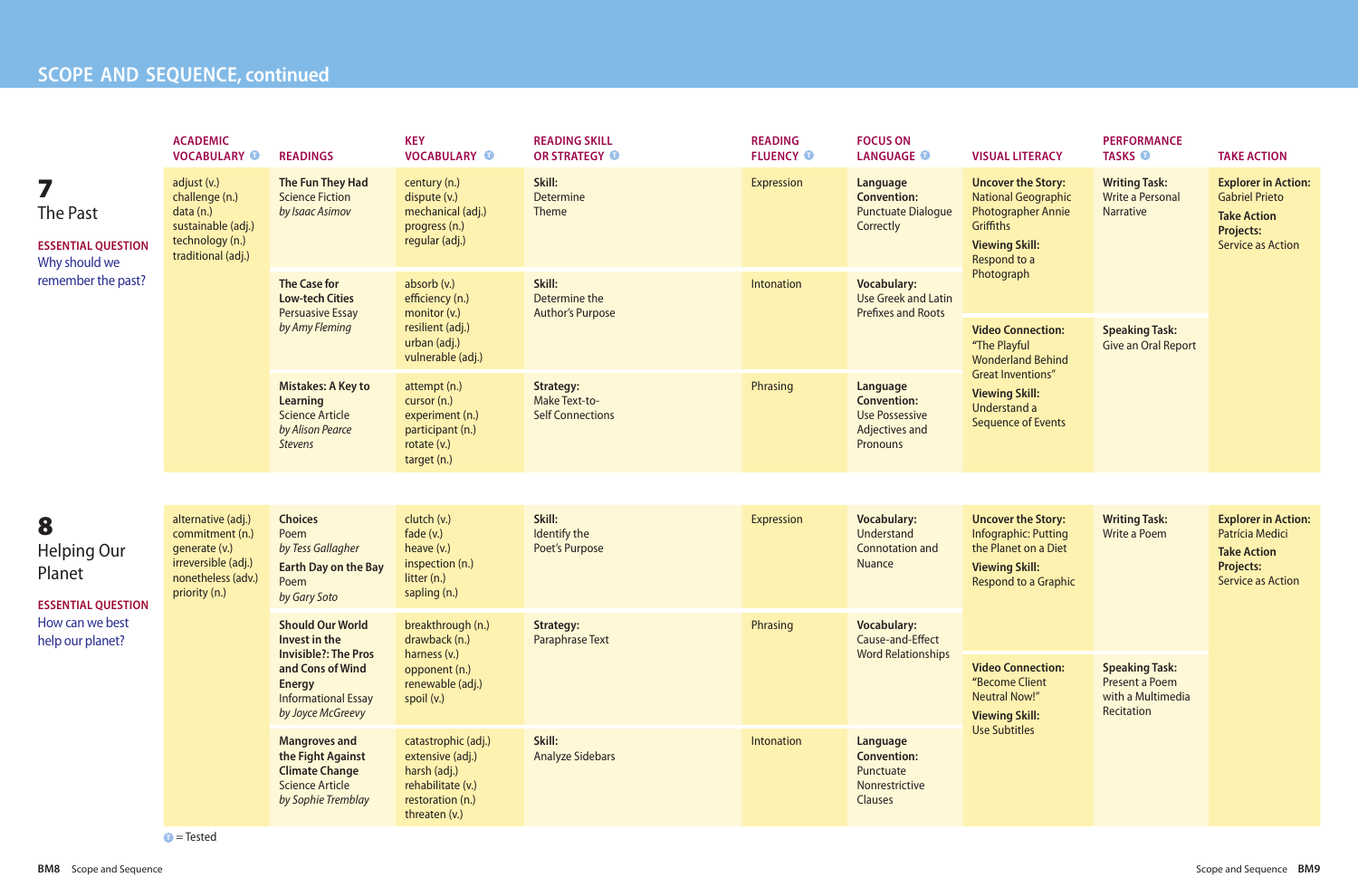## SCOPE AND SEQUENCE, continued

| | ACADEMIC VOCABULARY ⓣ | READINGS | KEY VOCABULARY ⓣ | READING SKILL OR STRATEGY ⓣ | READING FLUENCY ⓣ | FOCUS ON LANGUAGE ⓣ | VISUAL LITERACY | PERFORMANCE TASKS ⓣ | TAKE ACTION |
|---|---|---|---|---|---|---|---|---|---|
| **7** The Past<br><br>**ESSENTIAL QUESTION** Why should we remember the past? | adjust (v.)<br>challenge (n.)<br>data (n.)<br>sustainable (adj.)<br>technology (n.)<br>traditional (adj.) | **The Fun They Had**<br>Science Fiction<br>*by Isaac Asimov* | century (n.)<br>dispute (v.)<br>mechanical (adj.)<br>progress (n.)<br>regular (adj.) | **Skill:** Determine Theme | Expression | **Language Convention:** Punctuate Dialogue Correctly | **Uncover the Story:** National Geographic Photographer Annie Griffiths<br>**Viewing Skill:** Respond to a Photograph | **Writing Task:** Write a Personal Narrative | **Explorer in Action:** Gabriel Prieto<br>**Take Action Projects:** Service as Action |
| | | **The Case for Low-tech Cities**<br>Persuasive Essay<br>*by Amy Fleming* | absorb (v.)<br>efficiency (n.)<br>monitor (v.)<br>resilient (adj.)<br>urban (adj.)<br>vulnerable (adj.) | **Skill:** Determine the Author's Purpose | Intonation | **Vocabulary:** Use Greek and Latin Prefixes and Roots | **Video Connection:** "The Playful Wonderland Behind Great Inventions"<br>**Viewing Skill:** Understand a Sequence of Events | **Speaking Task:** Give an Oral Report | |
| | | **Mistakes: A Key to Learning**<br>Science Article<br>*by Alison Pearce Stevens* | attempt (n.)<br>cursor (n.)<br>experiment (n.)<br>participant (n.)<br>rotate (v.)<br>target (n.) | **Strategy:** Make Text-to-Self Connections | Phrasing | **Language Convention:** Use Possessive Adjectives and Pronouns | | | |
| **8** Helping Our Planet<br><br>**ESSENTIAL QUESTION** How can we best help our planet? | alternative (adj.)<br>commitment (n.)<br>generate (v.)<br>irreversible (adj.)<br>nonetheless (adv.)<br>priority (n.) | **Choices**<br>Poem<br>*by Tess Gallagher*<br>**Earth Day on the Bay**<br>Poem<br>*by Gary Soto* | clutch (v.)<br>fade (v.)<br>heave (v.)<br>inspection (n.)<br>litter (n.)<br>sapling (n.) | **Skill:** Identify the Poet's Purpose | Expression | **Vocabulary:** Understand Connotation and Nuance | **Uncover the Story:** Infographic: Putting the Planet on a Diet<br>**Viewing Skill:** Respond to a Graphic | **Writing Task:** Write a Poem | **Explorer in Action:** Patrícia Medici<br>**Take Action Projects:** Service as Action |
| | | **Should Our World Invest in the Invisible?: The Pros and Cons of Wind Energy**<br>Informational Essay<br>*by Joyce McGreevy* | breakthrough (n.)<br>drawback (n.)<br>harness (v.)<br>opponent (n.)<br>renewable (adj.)<br>spoil (v.) | **Strategy:** Paraphrase Text | Phrasing | **Vocabulary:** Cause-and-Effect Word Relationships | **Video Connection:** "Become Client Neutral Now!"<br>**Viewing Skill:** Use Subtitles | **Speaking Task:** Present a Poem with a Multimedia Recitation | |
| | | **Mangroves and the Fight Against Climate Change**<br>Science Article<br>*by Sophie Tremblay* | catastrophic (adj.)<br>extensive (adj.)<br>harsh (adj.)<br>rehabilitate (v.)<br>restoration (n.)<br>threaten (v.) | **Skill:** Analyze Sidebars | Intonation | **Language Convention:** Punctuate Nonrestrictive Clauses | | | |

ⓣ = Tested